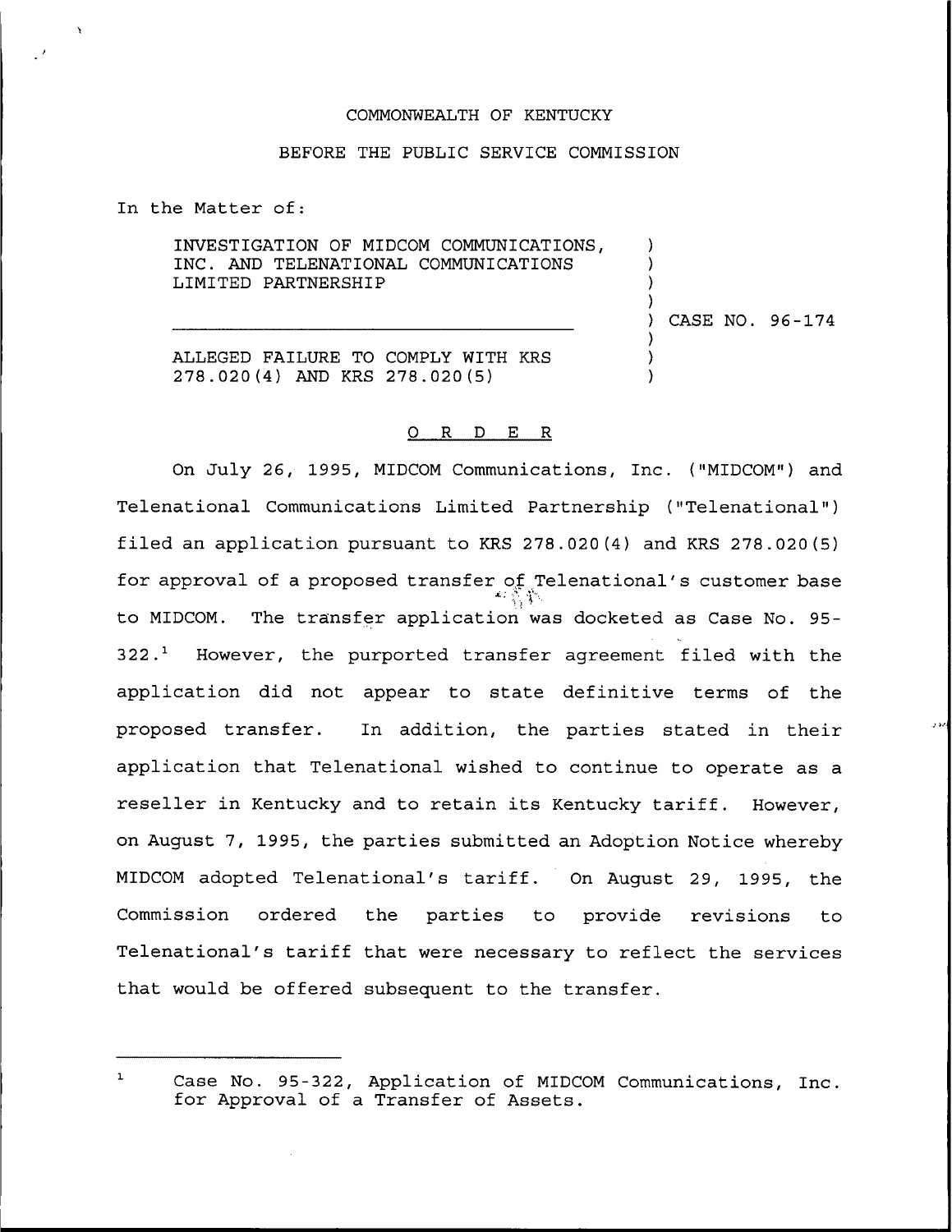COMMONWEALTH OF KENTUCKY

BEFORE THE PUBLIC SERVICE COMMISSION

In the Matter of:

| | |
|---|---|
| INVESTIGATION OF MIDCOM COMMUNICATIONS, INC. AND TELENATIONAL COMMUNICATIONS LIMITED PARTNERSHIP | ) CASE NO. 96-174 |
| ALLEGED FAILURE TO COMPLY WITH KRS 278.020(4) AND KRS 278.020(5) | ) |

## O R D E R

On July 26, 1995, MIDCOM Communications, Inc. ("MIDCOM") and Telenational Communications Limited Partnership ("Telenational") filed an application pursuant to KRS 278.020(4) and KRS 278.020(5) for approval of a proposed transfer of Telenational's customer base to MIDCOM. The transfer application was docketed as Case No. 95-322.[1] However, the purported transfer agreement filed with the application did not appear to state definitive terms of the proposed transfer. In addition, the parties stated in their application that Telenational wished to continue to operate as a reseller in Kentucky and to retain its Kentucky tariff. However, on August 7, 1995, the parties submitted an Adoption Notice whereby MIDCOM adopted Telenational's tariff. On August 29, 1995, the Commission ordered the parties to provide revisions to Telenational's tariff that were necessary to reflect the services that would be offered subsequent to the transfer.

---

[1] Case No. 95-322, Application of MIDCOM Communications, Inc. for Approval of a Transfer of Assets.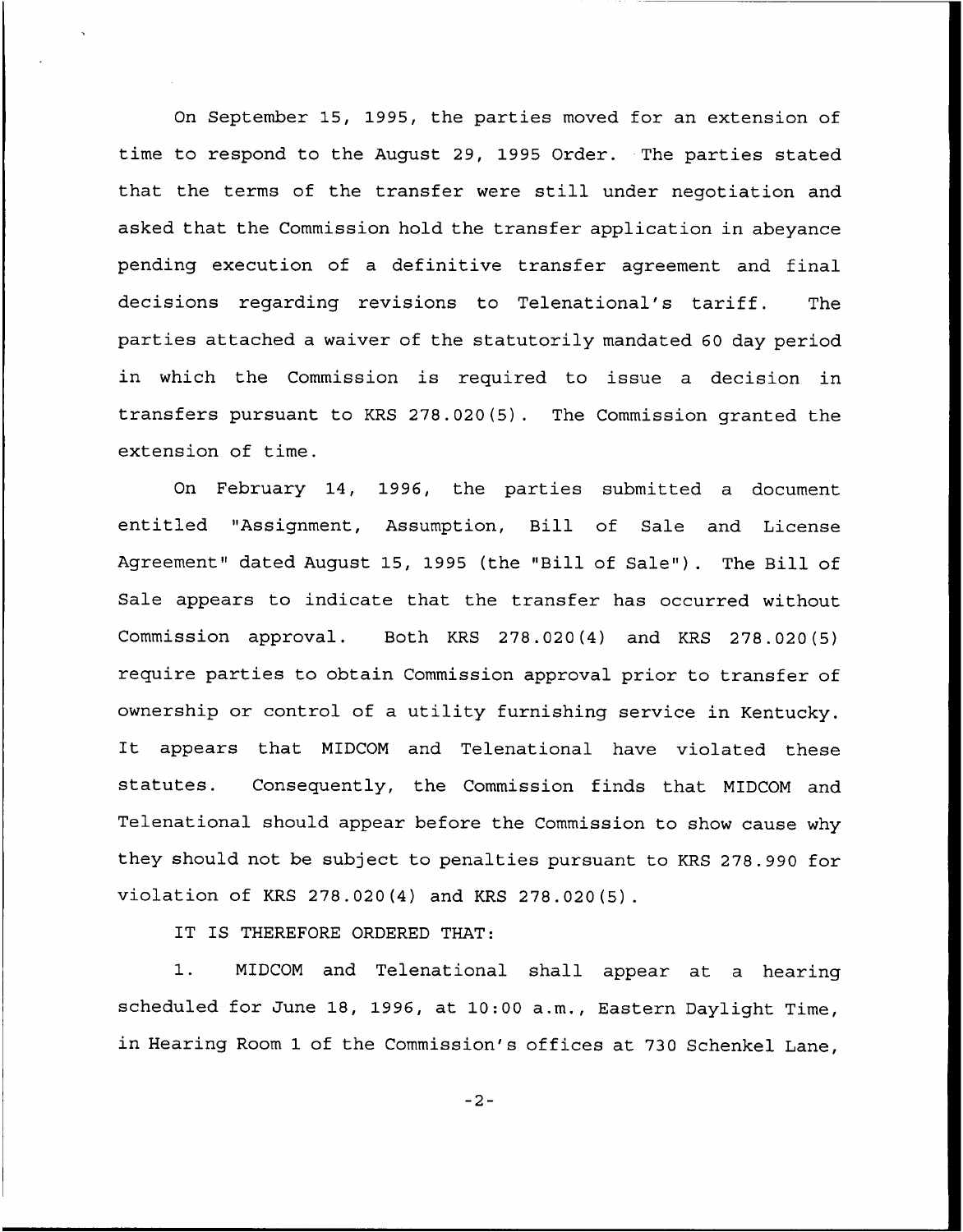On September 15, 1995, the parties moved for an extension of time to respond to the August 29, 1995 Order. The parties stated that the terms of the transfer were still under negotiation and asked that the Commission hold the transfer application in abeyance pending execution of a definitive transfer agreement and final decisions regarding revisions to Telenational's tariff. The parties attached a waiver of the statutorily mandated 60 day period in which the Commission is required to issue a decision in transfers pursuant to KRS 278.020(5). The Commission granted the extension of time.

On February 14, 1996, the parties submitted a document entitled "Assignment, Assumption, Bill of Sale and License Agreement" dated August 15, 1995 (the "Bill of Sale"). The Bill of Sale appears to indicate that the transfer has occurred without Commission approval. Both KRS 278.020(4) and KRS 278.020(5) require parties to obtain Commission approval prior to transfer of ownership or control of a utility furnishing service in Kentucky. It appears that MIDCOM and Telenational have violated these statutes. Consequently, the Commission finds that MIDCOM and Telenational should appear before the Commission to show cause why they should not be subject to penalties pursuant to KRS 278.990 for violation of KRS 278.020(4) and KRS 278.020(5).

IT IS THEREFORE ORDERED THAT:

1. MIDCOM and Telenational shall appear at a hearing scheduled for June 18, 1996, at 10:00 a.m., Eastern Daylight Time, in Hearing Room 1 of the Commission's offices at 730 Schenkel Lane,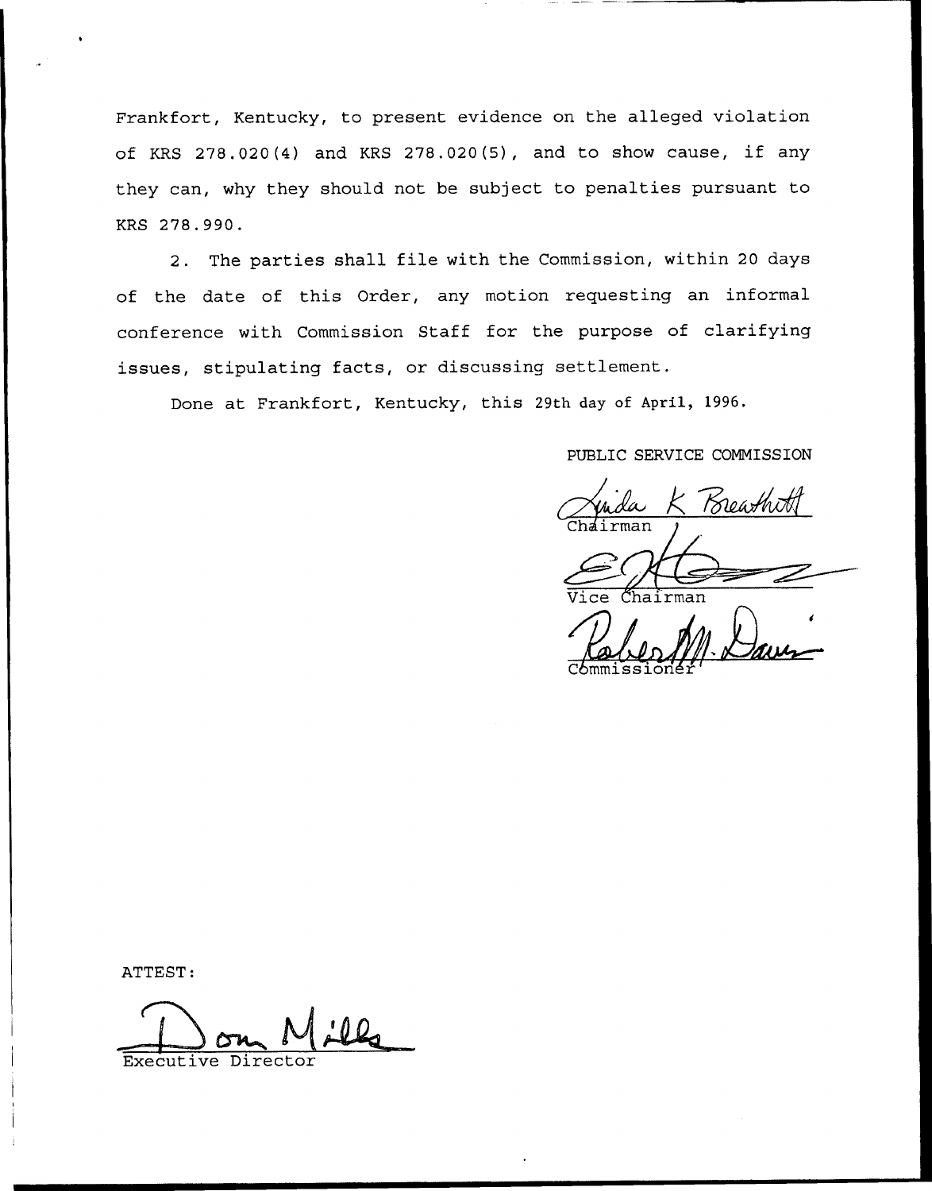Frankfort, Kentucky, to present evidence on the alleged violation of KRS 278.020(4) and KRS 278.020(5), and to show cause, if any they can, why they should not be subject to penalties pursuant to KRS 278.990.

2. The parties shall file with the Commission, within 20 days of the date of this Order, any motion requesting an informal conference with Commission Staff for the purpose of clarifying issues, stipulating facts, or discussing settlement.

Done at Frankfort, Kentucky, this 29th day of April, 1996.

PUBLIC SERVICE COMMISSION

Linda K Breathitt
Chairman

Vice Chairman

Robert M. Davis
Commissioner

ATTEST:

Don Mills
Executive Director